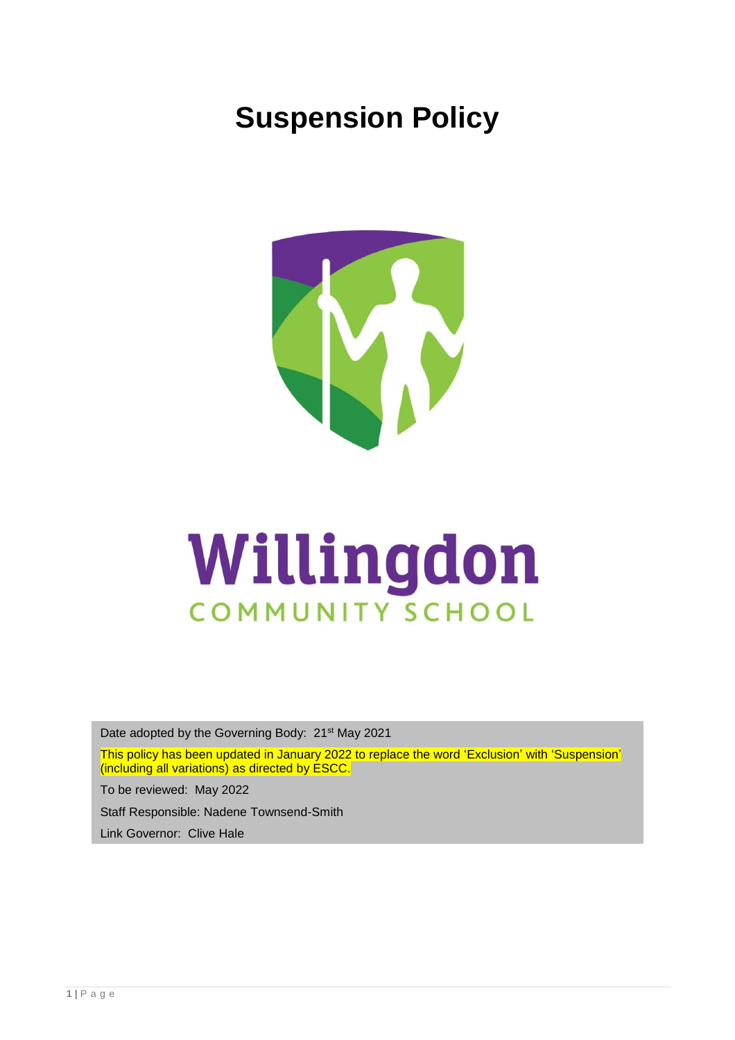# Suspension Policy

Willingdon

COMMUNITY SCHOOL

Date adopted by the Governing Body: 21st May 2021

This policy has been updated in January 2022 to replace the word 'Exclusion' with 'Suspension' (including all variations) as directed by ESCC.

To be reviewed: May 2022

Staff Responsible: Nadene Townsend-Smith

Link Governor: Clive Hale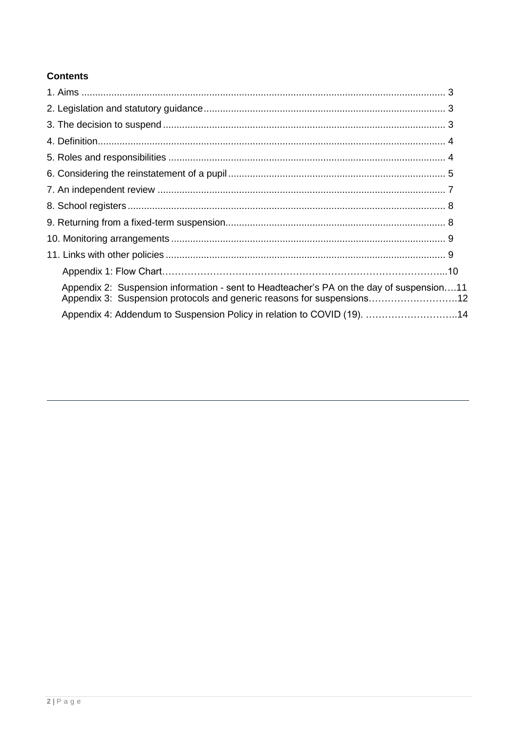**Contents**

1. Aims ..................................................................................................................... 3
2. Legislation and statutory guidance........................................................................ 3
3. The decision to suspend ....................................................................................... 3
4. Definition................................................................................................................ 4
5. Roles and responsibilities ..................................................................................... 4
6. Considering the reinstatement of a pupil ................................................................ 5
7. An independent review .......................................................................................... 7
8. School registers ..................................................................................................... 8
9. Returning from a fixed-term suspension................................................................. 8
10. Monitoring arrangements ..................................................................................... 9
11. Links with other policies ....................................................................................... 9

Appendix 1: Flow Chart……………………………………………………………………………...10

Appendix 2: Suspension information - sent to Headteacher's PA on the day of suspension….11
Appendix 3: Suspension protocols and generic reasons for suspensions……………………….12

Appendix 4: Addendum to Suspension Policy in relation to COVID (19). ………………………..14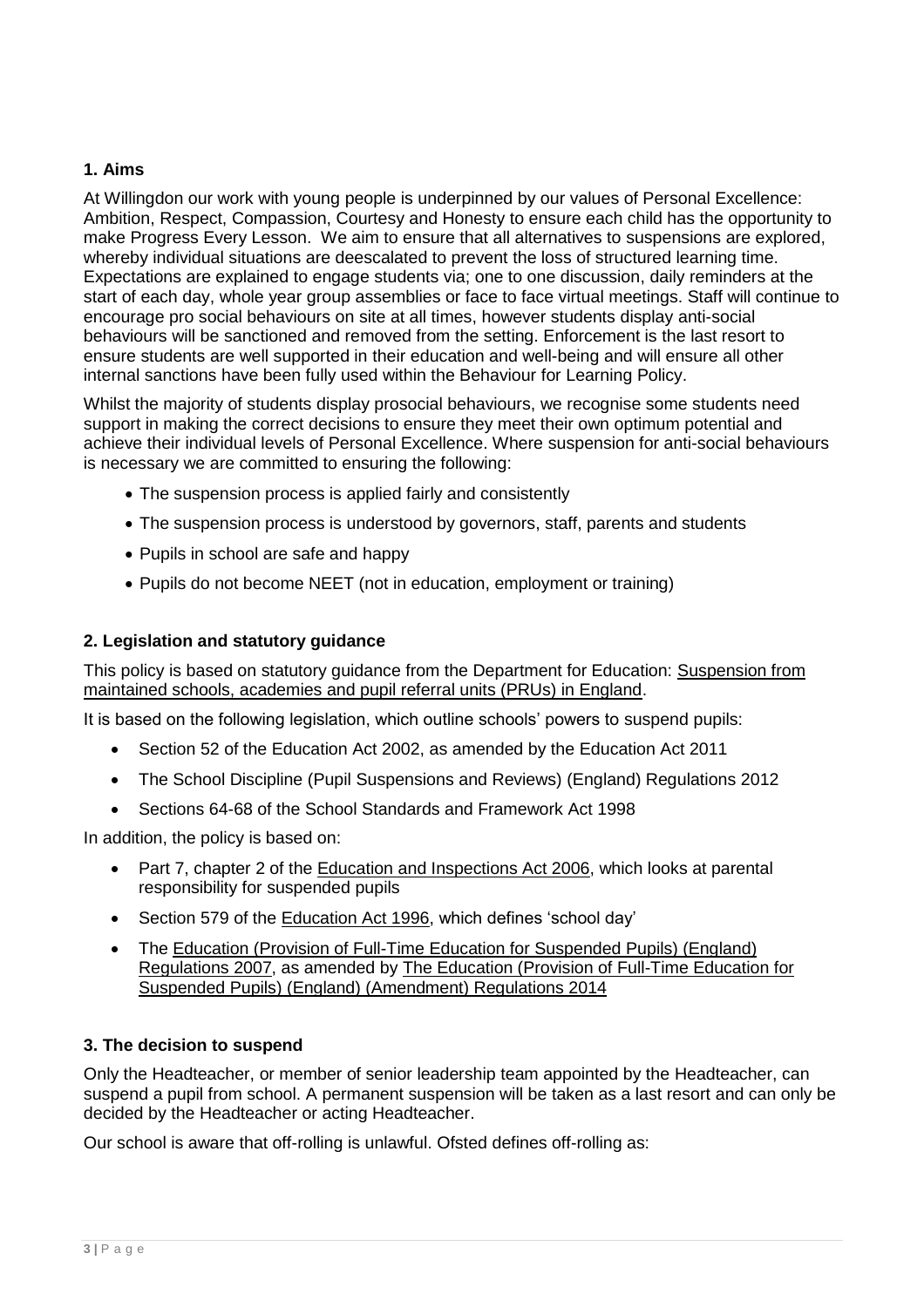## 1. Aims

At Willingdon our work with young people is underpinned by our values of Personal Excellence: Ambition, Respect, Compassion, Courtesy and Honesty to ensure each child has the opportunity to make Progress Every Lesson. We aim to ensure that all alternatives to suspensions are explored, whereby individual situations are deescalated to prevent the loss of structured learning time. Expectations are explained to engage students via; one to one discussion, daily reminders at the start of each day, whole year group assemblies or face to face virtual meetings. Staff will continue to encourage pro social behaviours on site at all times, however students display anti-social behaviours will be sanctioned and removed from the setting. Enforcement is the last resort to ensure students are well supported in their education and well-being and will ensure all other internal sanctions have been fully used within the Behaviour for Learning Policy.

Whilst the majority of students display prosocial behaviours, we recognise some students need support in making the correct decisions to ensure they meet their own optimum potential and achieve their individual levels of Personal Excellence. Where suspension for anti-social behaviours is necessary we are committed to ensuring the following:

- The suspension process is applied fairly and consistently
- The suspension process is understood by governors, staff, parents and students
- Pupils in school are safe and happy
- Pupils do not become NEET (not in education, employment or training)

## 2. Legislation and statutory guidance

This policy is based on statutory guidance from the Department for Education: Suspension from maintained schools, academies and pupil referral units (PRUs) in England.

It is based on the following legislation, which outline schools' powers to suspend pupils:

- Section 52 of the Education Act 2002, as amended by the Education Act 2011
- The School Discipline (Pupil Suspensions and Reviews) (England) Regulations 2012
- Sections 64-68 of the School Standards and Framework Act 1998

In addition, the policy is based on:

- Part 7, chapter 2 of the Education and Inspections Act 2006, which looks at parental responsibility for suspended pupils
- Section 579 of the Education Act 1996, which defines 'school day'
- The Education (Provision of Full-Time Education for Suspended Pupils) (England) Regulations 2007, as amended by The Education (Provision of Full-Time Education for Suspended Pupils) (England) (Amendment) Regulations 2014

## 3. The decision to suspend

Only the Headteacher, or member of senior leadership team appointed by the Headteacher, can suspend a pupil from school. A permanent suspension will be taken as a last resort and can only be decided by the Headteacher or acting Headteacher.

Our school is aware that off-rolling is unlawful. Ofsted defines off-rolling as: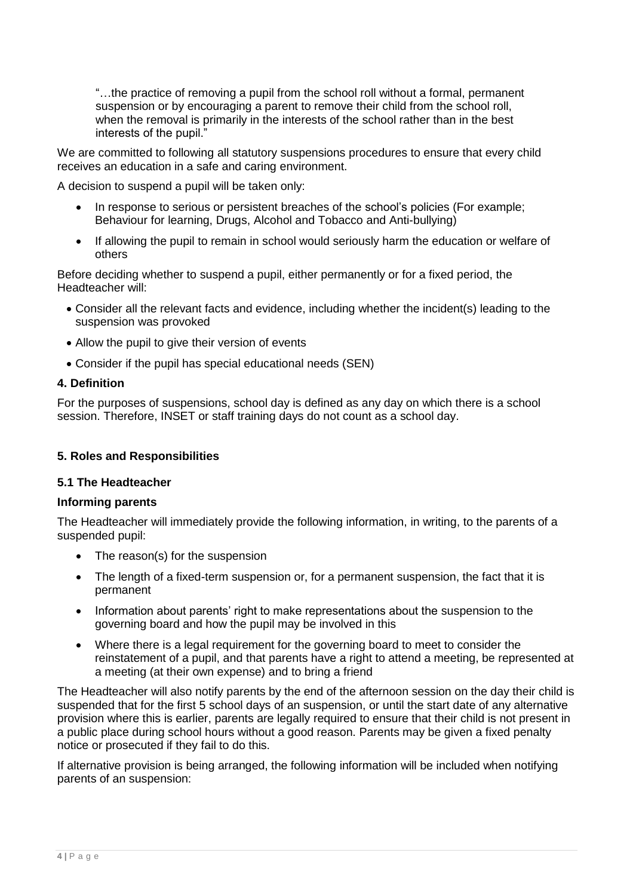> "…the practice of removing a pupil from the school roll without a formal, permanent suspension or by encouraging a parent to remove their child from the school roll, when the removal is primarily in the interests of the school rather than in the best interests of the pupil."

We are committed to following all statutory suspensions procedures to ensure that every child receives an education in a safe and caring environment.

A decision to suspend a pupil will be taken only:

- In response to serious or persistent breaches of the school's policies (For example; Behaviour for learning, Drugs, Alcohol and Tobacco and Anti-bullying)
- If allowing the pupil to remain in school would seriously harm the education or welfare of others

Before deciding whether to suspend a pupil, either permanently or for a fixed period, the Headteacher will:

- Consider all the relevant facts and evidence, including whether the incident(s) leading to the suspension was provoked
- Allow the pupil to give their version of events
- Consider if the pupil has special educational needs (SEN)

## 4. Definition

For the purposes of suspensions, school day is defined as any day on which there is a school session. Therefore, INSET or staff training days do not count as a school day.

## 5. Roles and Responsibilities

### 5.1 The Headteacher

**Informing parents**

The Headteacher will immediately provide the following information, in writing, to the parents of a suspended pupil:

- The reason(s) for the suspension
- The length of a fixed-term suspension or, for a permanent suspension, the fact that it is permanent
- Information about parents' right to make representations about the suspension to the governing board and how the pupil may be involved in this
- Where there is a legal requirement for the governing board to meet to consider the reinstatement of a pupil, and that parents have a right to attend a meeting, be represented at a meeting (at their own expense) and to bring a friend

The Headteacher will also notify parents by the end of the afternoon session on the day their child is suspended that for the first 5 school days of an suspension, or until the start date of any alternative provision where this is earlier, parents are legally required to ensure that their child is not present in a public place during school hours without a good reason. Parents may be given a fixed penalty notice or prosecuted if they fail to do this.

If alternative provision is being arranged, the following information will be included when notifying parents of an suspension: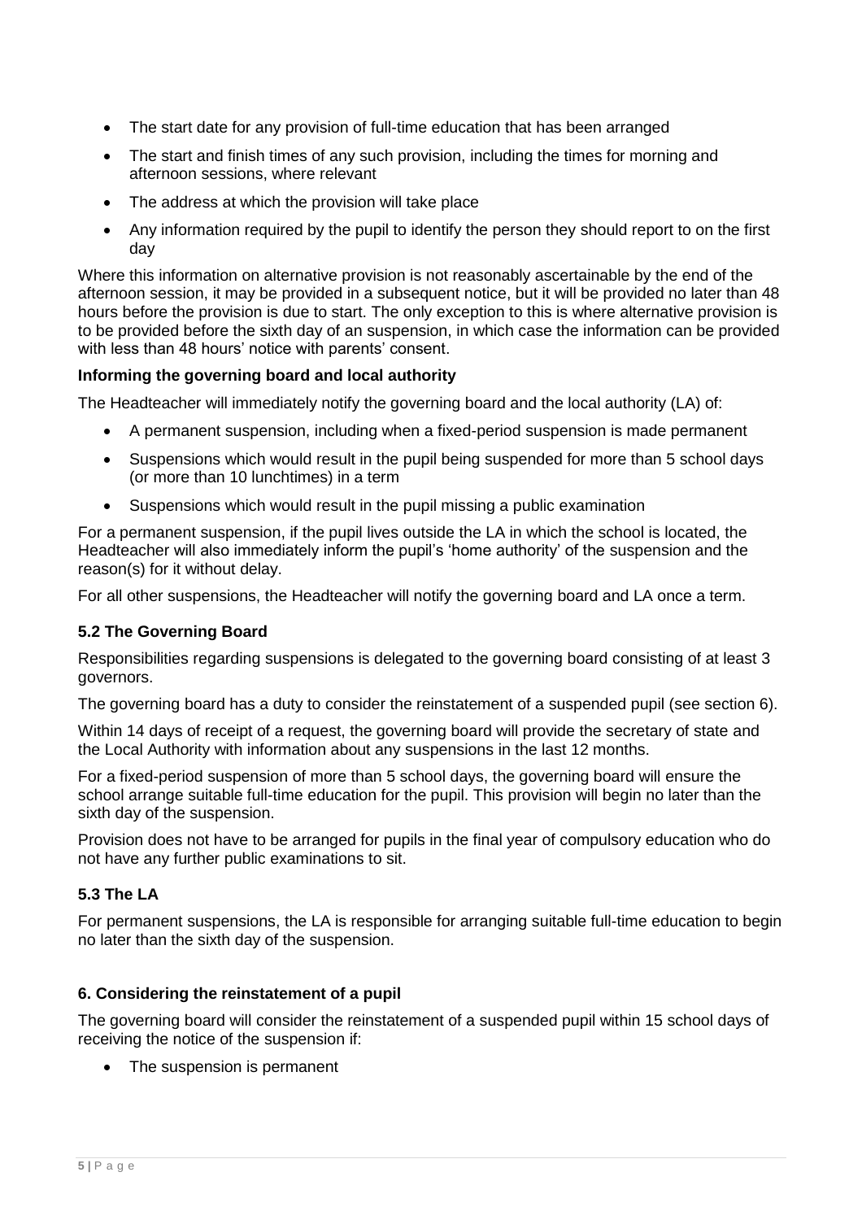- The start date for any provision of full-time education that has been arranged
- The start and finish times of any such provision, including the times for morning and afternoon sessions, where relevant
- The address at which the provision will take place
- Any information required by the pupil to identify the person they should report to on the first day

Where this information on alternative provision is not reasonably ascertainable by the end of the afternoon session, it may be provided in a subsequent notice, but it will be provided no later than 48 hours before the provision is due to start. The only exception to this is where alternative provision is to be provided before the sixth day of an suspension, in which case the information can be provided with less than 48 hours' notice with parents' consent.

**Informing the governing board and local authority**

The Headteacher will immediately notify the governing board and the local authority (LA) of:

- A permanent suspension, including when a fixed-period suspension is made permanent
- Suspensions which would result in the pupil being suspended for more than 5 school days (or more than 10 lunchtimes) in a term
- Suspensions which would result in the pupil missing a public examination

For a permanent suspension, if the pupil lives outside the LA in which the school is located, the Headteacher will also immediately inform the pupil's 'home authority' of the suspension and the reason(s) for it without delay.

For all other suspensions, the Headteacher will notify the governing board and LA once a term.

### 5.2 The Governing Board

Responsibilities regarding suspensions is delegated to the governing board consisting of at least 3 governors.

The governing board has a duty to consider the reinstatement of a suspended pupil (see section 6).

Within 14 days of receipt of a request, the governing board will provide the secretary of state and the Local Authority with information about any suspensions in the last 12 months.

For a fixed-period suspension of more than 5 school days, the governing board will ensure the school arrange suitable full-time education for the pupil. This provision will begin no later than the sixth day of the suspension.

Provision does not have to be arranged for pupils in the final year of compulsory education who do not have any further public examinations to sit.

### 5.3 The LA

For permanent suspensions, the LA is responsible for arranging suitable full-time education to begin no later than the sixth day of the suspension.

## 6. Considering the reinstatement of a pupil

The governing board will consider the reinstatement of a suspended pupil within 15 school days of receiving the notice of the suspension if:

- The suspension is permanent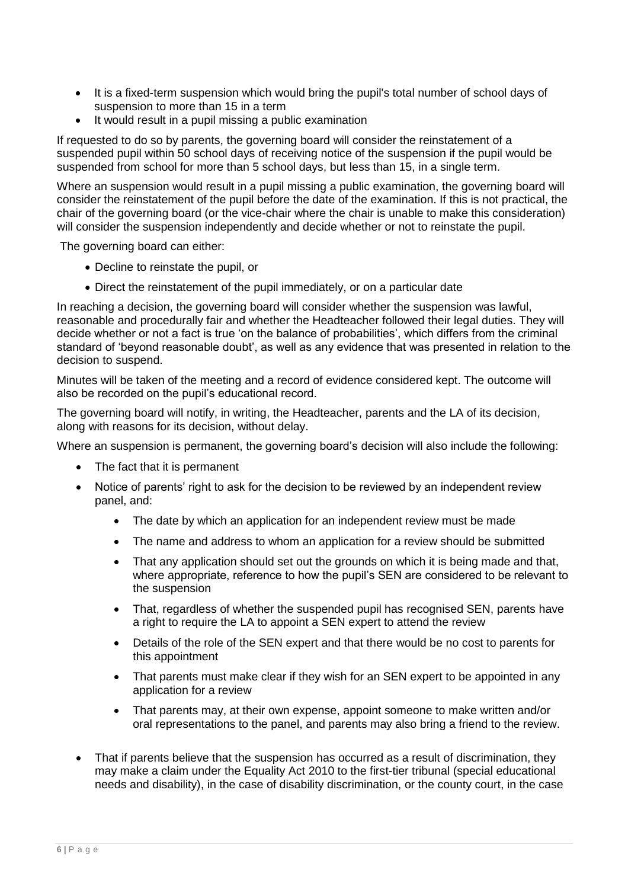- It is a fixed-term suspension which would bring the pupil's total number of school days of suspension to more than 15 in a term
- It would result in a pupil missing a public examination

If requested to do so by parents, the governing board will consider the reinstatement of a suspended pupil within 50 school days of receiving notice of the suspension if the pupil would be suspended from school for more than 5 school days, but less than 15, in a single term.

Where an suspension would result in a pupil missing a public examination, the governing board will consider the reinstatement of the pupil before the date of the examination. If this is not practical, the chair of the governing board (or the vice-chair where the chair is unable to make this consideration) will consider the suspension independently and decide whether or not to reinstate the pupil.

The governing board can either:

- Decline to reinstate the pupil, or
- Direct the reinstatement of the pupil immediately, or on a particular date

In reaching a decision, the governing board will consider whether the suspension was lawful, reasonable and procedurally fair and whether the Headteacher followed their legal duties. They will decide whether or not a fact is true 'on the balance of probabilities', which differs from the criminal standard of 'beyond reasonable doubt', as well as any evidence that was presented in relation to the decision to suspend.

Minutes will be taken of the meeting and a record of evidence considered kept. The outcome will also be recorded on the pupil's educational record.

The governing board will notify, in writing, the Headteacher, parents and the LA of its decision, along with reasons for its decision, without delay.

Where an suspension is permanent, the governing board's decision will also include the following:

- The fact that it is permanent
- Notice of parents' right to ask for the decision to be reviewed by an independent review panel, and:
    - The date by which an application for an independent review must be made
    - The name and address to whom an application for a review should be submitted
    - That any application should set out the grounds on which it is being made and that, where appropriate, reference to how the pupil's SEN are considered to be relevant to the suspension
    - That, regardless of whether the suspended pupil has recognised SEN, parents have a right to require the LA to appoint a SEN expert to attend the review
    - Details of the role of the SEN expert and that there would be no cost to parents for this appointment
    - That parents must make clear if they wish for an SEN expert to be appointed in any application for a review
    - That parents may, at their own expense, appoint someone to make written and/or oral representations to the panel, and parents may also bring a friend to the review.
- That if parents believe that the suspension has occurred as a result of discrimination, they may make a claim under the Equality Act 2010 to the first-tier tribunal (special educational needs and disability), in the case of disability discrimination, or the county court, in the case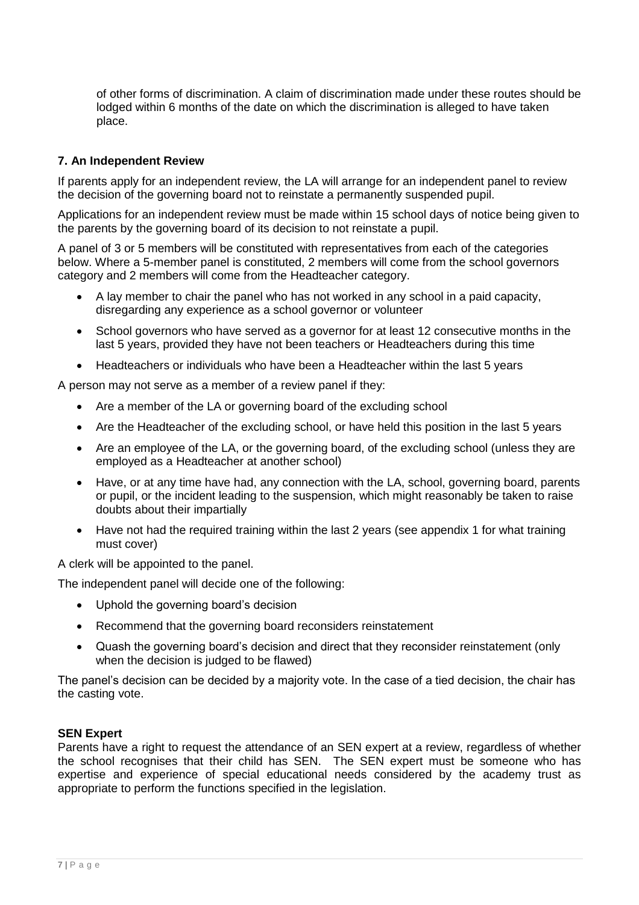of other forms of discrimination. A claim of discrimination made under these routes should be lodged within 6 months of the date on which the discrimination is alleged to have taken place.

### 7. An Independent Review

If parents apply for an independent review, the LA will arrange for an independent panel to review the decision of the governing board not to reinstate a permanently suspended pupil.

Applications for an independent review must be made within 15 school days of notice being given to the parents by the governing board of its decision to not reinstate a pupil.

A panel of 3 or 5 members will be constituted with representatives from each of the categories below. Where a 5-member panel is constituted, 2 members will come from the school governors category and 2 members will come from the Headteacher category.

- A lay member to chair the panel who has not worked in any school in a paid capacity, disregarding any experience as a school governor or volunteer
- School governors who have served as a governor for at least 12 consecutive months in the last 5 years, provided they have not been teachers or Headteachers during this time
- Headteachers or individuals who have been a Headteacher within the last 5 years

A person may not serve as a member of a review panel if they:

- Are a member of the LA or governing board of the excluding school
- Are the Headteacher of the excluding school, or have held this position in the last 5 years
- Are an employee of the LA, or the governing board, of the excluding school (unless they are employed as a Headteacher at another school)
- Have, or at any time have had, any connection with the LA, school, governing board, parents or pupil, or the incident leading to the suspension, which might reasonably be taken to raise doubts about their impartially
- Have not had the required training within the last 2 years (see appendix 1 for what training must cover)

A clerk will be appointed to the panel.

The independent panel will decide one of the following:

- Uphold the governing board's decision
- Recommend that the governing board reconsiders reinstatement
- Quash the governing board's decision and direct that they reconsider reinstatement (only when the decision is judged to be flawed)

The panel's decision can be decided by a majority vote. In the case of a tied decision, the chair has the casting vote.

**SEN Expert**

Parents have a right to request the attendance of an SEN expert at a review, regardless of whether the school recognises that their child has SEN. The SEN expert must be someone who has expertise and experience of special educational needs considered by the academy trust as appropriate to perform the functions specified in the legislation.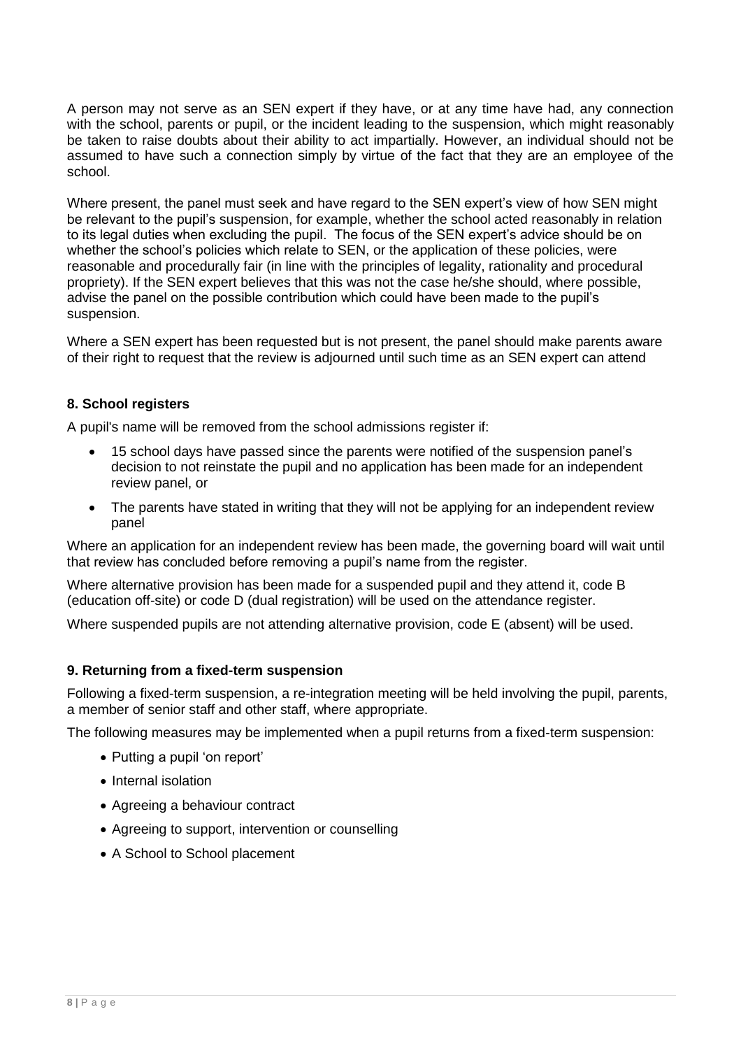A person may not serve as an SEN expert if they have, or at any time have had, any connection with the school, parents or pupil, or the incident leading to the suspension, which might reasonably be taken to raise doubts about their ability to act impartially. However, an individual should not be assumed to have such a connection simply by virtue of the fact that they are an employee of the school.

Where present, the panel must seek and have regard to the SEN expert's view of how SEN might be relevant to the pupil's suspension, for example, whether the school acted reasonably in relation to its legal duties when excluding the pupil. The focus of the SEN expert's advice should be on whether the school's policies which relate to SEN, or the application of these policies, were reasonable and procedurally fair (in line with the principles of legality, rationality and procedural propriety). If the SEN expert believes that this was not the case he/she should, where possible, advise the panel on the possible contribution which could have been made to the pupil's suspension.

Where a SEN expert has been requested but is not present, the panel should make parents aware of their right to request that the review is adjourned until such time as an SEN expert can attend

## 8. School registers

A pupil's name will be removed from the school admissions register if:

- 15 school days have passed since the parents were notified of the suspension panel's decision to not reinstate the pupil and no application has been made for an independent review panel, or
- The parents have stated in writing that they will not be applying for an independent review panel

Where an application for an independent review has been made, the governing board will wait until that review has concluded before removing a pupil's name from the register.

Where alternative provision has been made for a suspended pupil and they attend it, code B (education off-site) or code D (dual registration) will be used on the attendance register.

Where suspended pupils are not attending alternative provision, code E (absent) will be used.

## 9. Returning from a fixed-term suspension

Following a fixed-term suspension, a re-integration meeting will be held involving the pupil, parents, a member of senior staff and other staff, where appropriate.

The following measures may be implemented when a pupil returns from a fixed-term suspension:

- Putting a pupil 'on report'
- Internal isolation
- Agreeing a behaviour contract
- Agreeing to support, intervention or counselling
- A School to School placement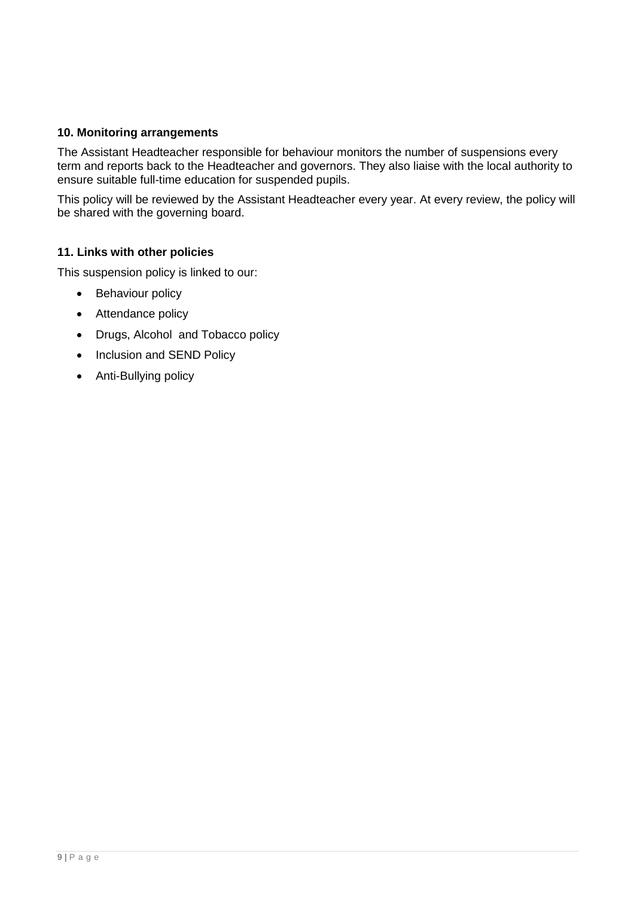### 10. Monitoring arrangements

The Assistant Headteacher responsible for behaviour monitors the number of suspensions every term and reports back to the Headteacher and governors. They also liaise with the local authority to ensure suitable full-time education for suspended pupils.

This policy will be reviewed by the Assistant Headteacher every year. At every review, the policy will be shared with the governing board.

### 11. Links with other policies

This suspension policy is linked to our:

- Behaviour policy
- Attendance policy
- Drugs, Alcohol and Tobacco policy
- Inclusion and SEND Policy
- Anti-Bullying policy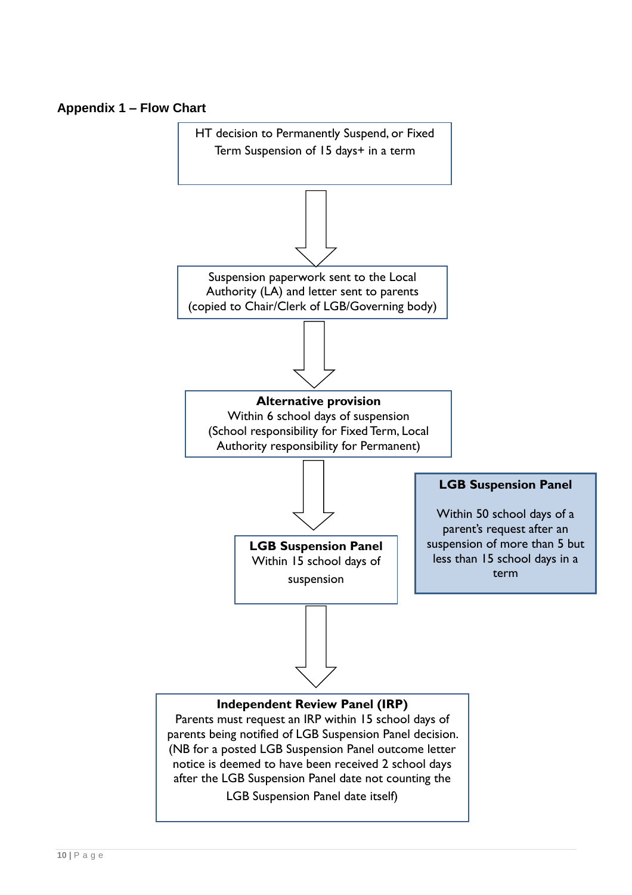## Appendix 1 – Flow Chart

HT decision to Permanently Suspend, or Fixed Term Suspension of 15 days+ in a term

↓

Suspension paperwork sent to the Local Authority (LA) and letter sent to parents (copied to Chair/Clerk of LGB/Governing body)

↓

**Alternative provision**
Within 6 school days of suspension
(School responsibility for Fixed Term, Local Authority responsibility for Permanent)

↓

**LGB Suspension Panel**
Within 15 school days of suspension

**LGB Suspension Panel**

Within 50 school days of a parent's request after an suspension of more than 5 but less than 15 school days in a term

↓

**Independent Review Panel (IRP)**
Parents must request an IRP within 15 school days of parents being notified of LGB Suspension Panel decision. (NB for a posted LGB Suspension Panel outcome letter notice is deemed to have been received 2 school days after the LGB Suspension Panel date not counting the LGB Suspension Panel date itself)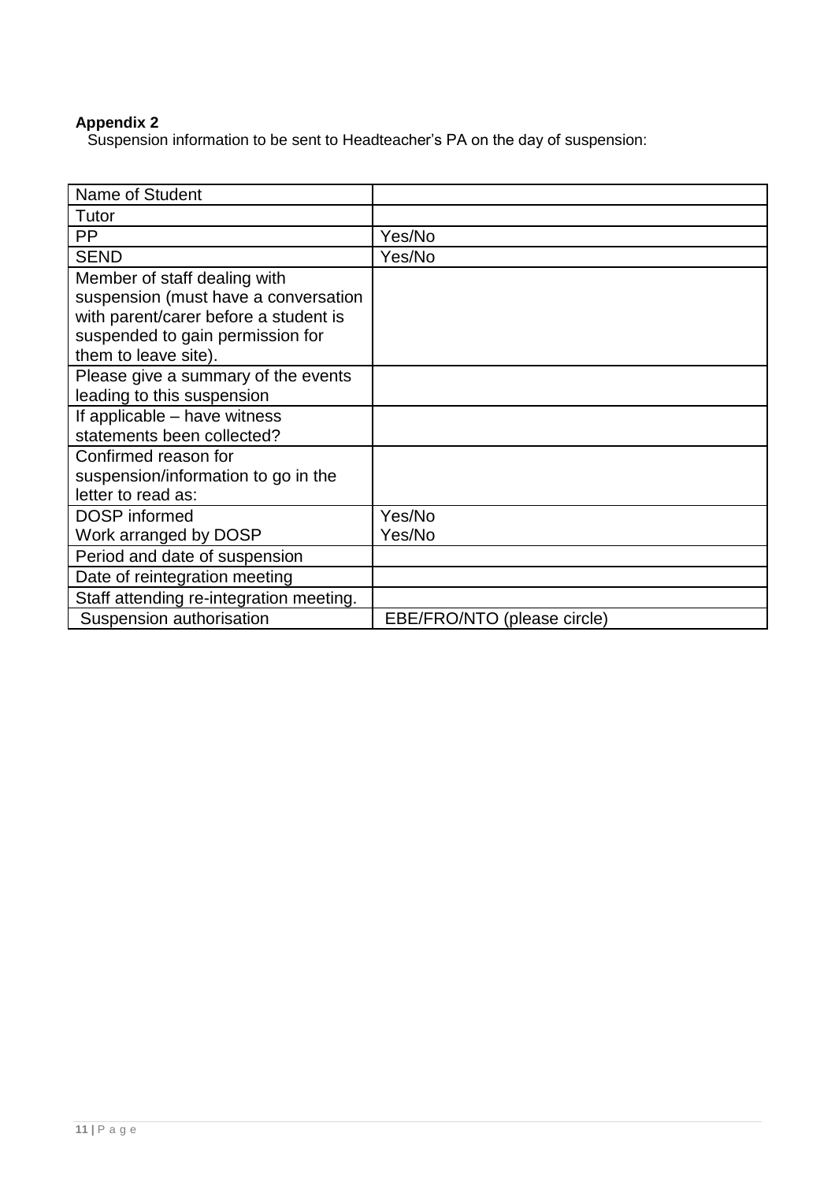**Appendix 2**

Suspension information to be sent to Headteacher's PA on the day of suspension:

| | |
|---|---|
| Name of Student | |
| Tutor | |
| PP | Yes/No |
| SEND | Yes/No |
| Member of staff dealing with suspension (must have a conversation with parent/carer before a student is suspended to gain permission for them to leave site). | |
| Please give a summary of the events leading to this suspension | |
| If applicable – have witness statements been collected? | |
| Confirmed reason for suspension/information to go in the letter to read as: | |
| DOSP informed<br>Work arranged by DOSP | Yes/No<br>Yes/No |
| Period and date of suspension | |
| Date of reintegration meeting | |
| Staff attending re-integration meeting. | |
| Suspension authorisation | EBE/FRO/NTO (please circle) |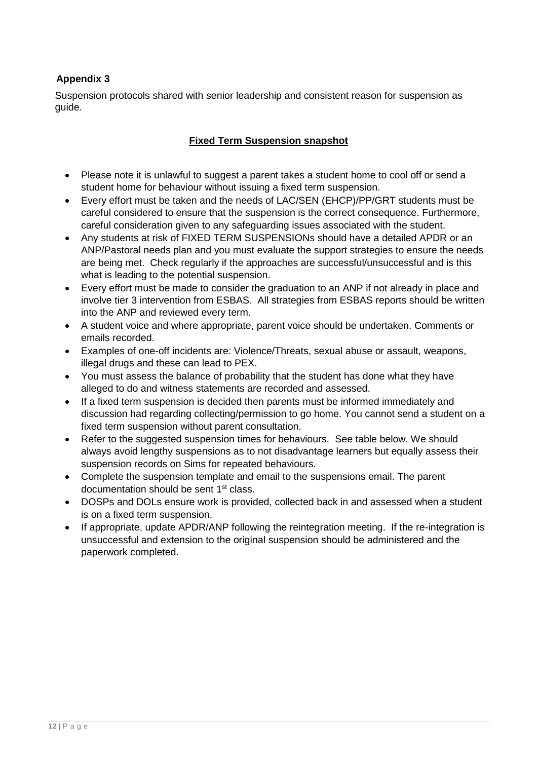## Appendix 3

Suspension protocols shared with senior leadership and consistent reason for suspension as guide.

**Fixed Term Suspension snapshot**

- Please note it is unlawful to suggest a parent takes a student home to cool off or send a student home for behaviour without issuing a fixed term suspension.
- Every effort must be taken and the needs of LAC/SEN (EHCP)/PP/GRT students must be careful considered to ensure that the suspension is the correct consequence. Furthermore, careful consideration given to any safeguarding issues associated with the student.
- Any students at risk of FIXED TERM SUSPENSIONs should have a detailed APDR or an ANP/Pastoral needs plan and you must evaluate the support strategies to ensure the needs are being met. Check regularly if the approaches are successful/unsuccessful and is this what is leading to the potential suspension.
- Every effort must be made to consider the graduation to an ANP if not already in place and involve tier 3 intervention from ESBAS. All strategies from ESBAS reports should be written into the ANP and reviewed every term.
- A student voice and where appropriate, parent voice should be undertaken. Comments or emails recorded.
- Examples of one-off incidents are: Violence/Threats, sexual abuse or assault, weapons, illegal drugs and these can lead to PEX.
- You must assess the balance of probability that the student has done what they have alleged to do and witness statements are recorded and assessed.
- If a fixed term suspension is decided then parents must be informed immediately and discussion had regarding collecting/permission to go home. You cannot send a student on a fixed term suspension without parent consultation.
- Refer to the suggested suspension times for behaviours. See table below. We should always avoid lengthy suspensions as to not disadvantage learners but equally assess their suspension records on Sims for repeated behaviours.
- Complete the suspension template and email to the suspensions email. The parent documentation should be sent 1st class.
- DOSPs and DOLs ensure work is provided, collected back in and assessed when a student is on a fixed term suspension.
- If appropriate, update APDR/ANP following the reintegration meeting. If the re-integration is unsuccessful and extension to the original suspension should be administered and the paperwork completed.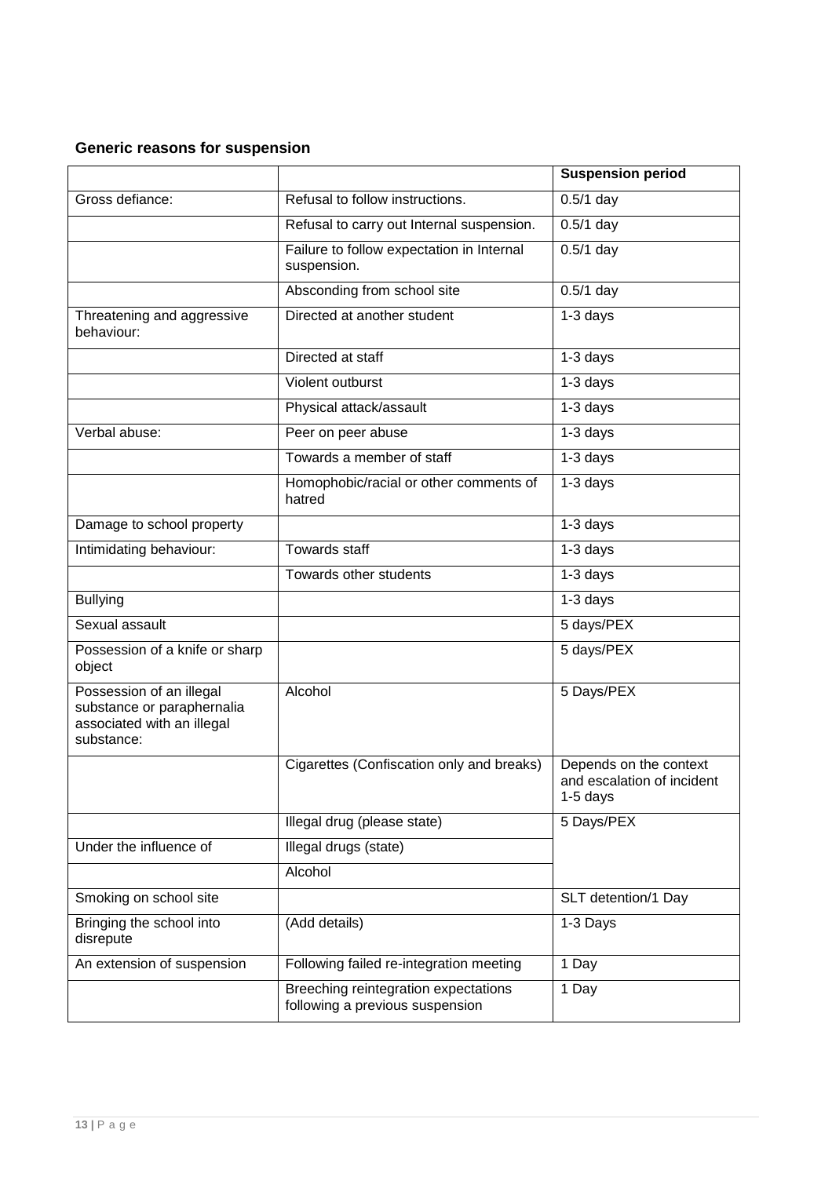### Generic reasons for suspension

| | | **Suspension period** |
|---|---|---|
| Gross defiance: | Refusal to follow instructions. | 0.5/1 day |
| | Refusal to carry out Internal suspension. | 0.5/1 day |
| | Failure to follow expectation in Internal suspension. | 0.5/1 day |
| | Absconding from school site | 0.5/1 day |
| Threatening and aggressive behaviour: | Directed at another student | 1-3 days |
| | Directed at staff | 1-3 days |
| | Violent outburst | 1-3 days |
| | Physical attack/assault | 1-3 days |
| Verbal abuse: | Peer on peer abuse | 1-3 days |
| | Towards a member of staff | 1-3 days |
| | Homophobic/racial or other comments of hatred | 1-3 days |
| Damage to school property | | 1-3 days |
| Intimidating behaviour: | Towards staff | 1-3 days |
| | Towards other students | 1-3 days |
| Bullying | | 1-3 days |
| Sexual assault | | 5 days/PEX |
| Possession of a knife or sharp object | | 5 days/PEX |
| Possession of an illegal substance or paraphernalia associated with an illegal substance: | Alcohol | 5 Days/PEX |
| | Cigarettes (Confiscation only and breaks) | Depends on the context and escalation of incident 1-5 days |
| | Illegal drug (please state) | 5 Days/PEX |
| Under the influence of | Illegal drugs (state) | |
| | Alcohol | |
| Smoking on school site | | SLT detention/1 Day |
| Bringing the school into disrepute | (Add details) | 1-3 Days |
| An extension of suspension | Following failed re-integration meeting | 1 Day |
| | Breeching reintegration expectations following a previous suspension | 1 Day |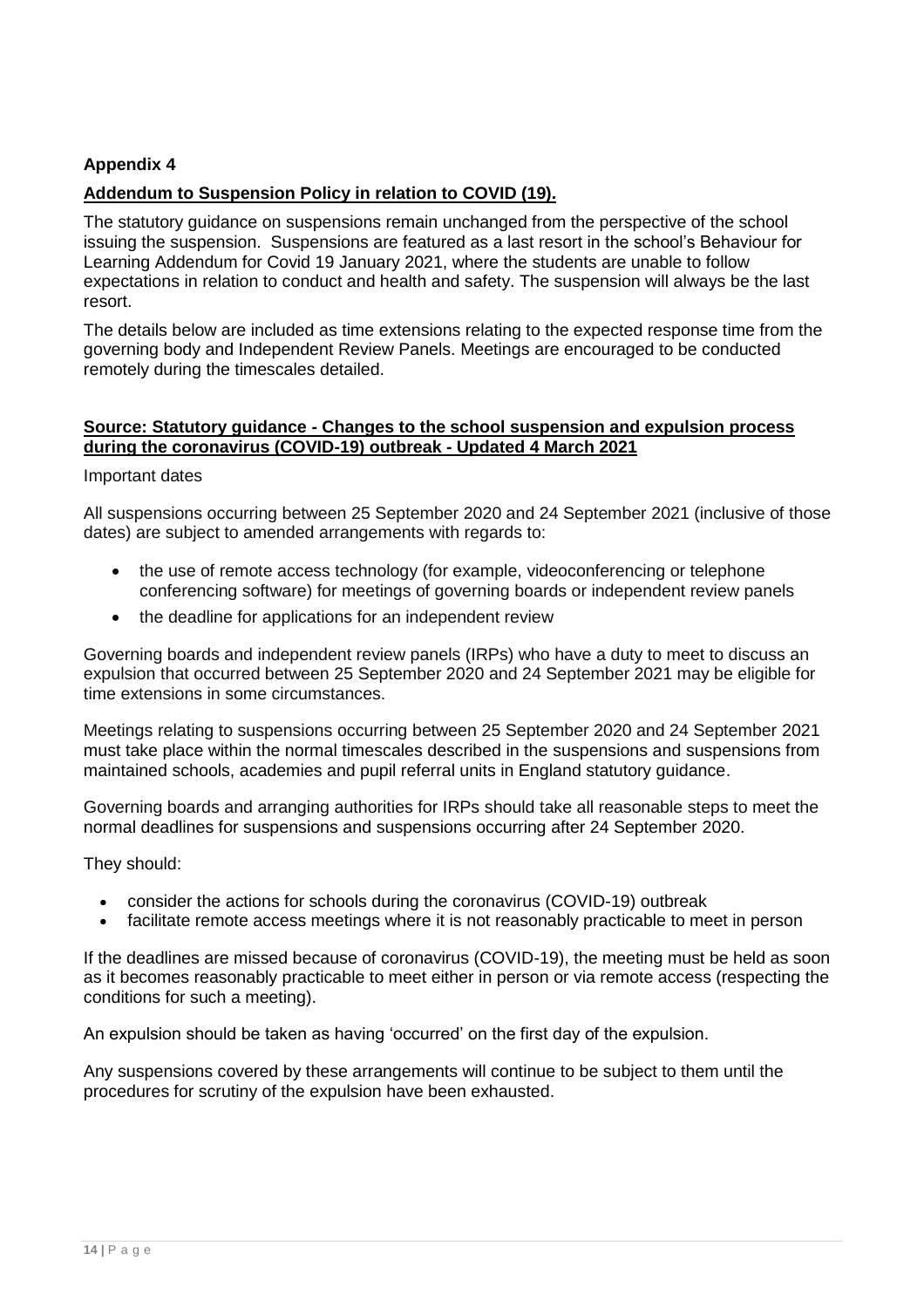**Appendix 4**

**Addendum to Suspension Policy in relation to COVID (19).**

The statutory guidance on suspensions remain unchanged from the perspective of the school issuing the suspension. Suspensions are featured as a last resort in the school's Behaviour for Learning Addendum for Covid 19 January 2021, where the students are unable to follow expectations in relation to conduct and health and safety. The suspension will always be the last resort.

The details below are included as time extensions relating to the expected response time from the governing body and Independent Review Panels. Meetings are encouraged to be conducted remotely during the timescales detailed.

**Source: Statutory guidance - Changes to the school suspension and expulsion process during the coronavirus (COVID-19) outbreak - Updated 4 March 2021**

Important dates

All suspensions occurring between 25 September 2020 and 24 September 2021 (inclusive of those dates) are subject to amended arrangements with regards to:

- the use of remote access technology (for example, videoconferencing or telephone conferencing software) for meetings of governing boards or independent review panels
- the deadline for applications for an independent review

Governing boards and independent review panels (IRPs) who have a duty to meet to discuss an expulsion that occurred between 25 September 2020 and 24 September 2021 may be eligible for time extensions in some circumstances.

Meetings relating to suspensions occurring between 25 September 2020 and 24 September 2021 must take place within the normal timescales described in the suspensions and suspensions from maintained schools, academies and pupil referral units in England statutory guidance.

Governing boards and arranging authorities for IRPs should take all reasonable steps to meet the normal deadlines for suspensions and suspensions occurring after 24 September 2020.

They should:

- consider the actions for schools during the coronavirus (COVID-19) outbreak
- facilitate remote access meetings where it is not reasonably practicable to meet in person

If the deadlines are missed because of coronavirus (COVID-19), the meeting must be held as soon as it becomes reasonably practicable to meet either in person or via remote access (respecting the conditions for such a meeting).

An expulsion should be taken as having 'occurred' on the first day of the expulsion.

Any suspensions covered by these arrangements will continue to be subject to them until the procedures for scrutiny of the expulsion have been exhausted.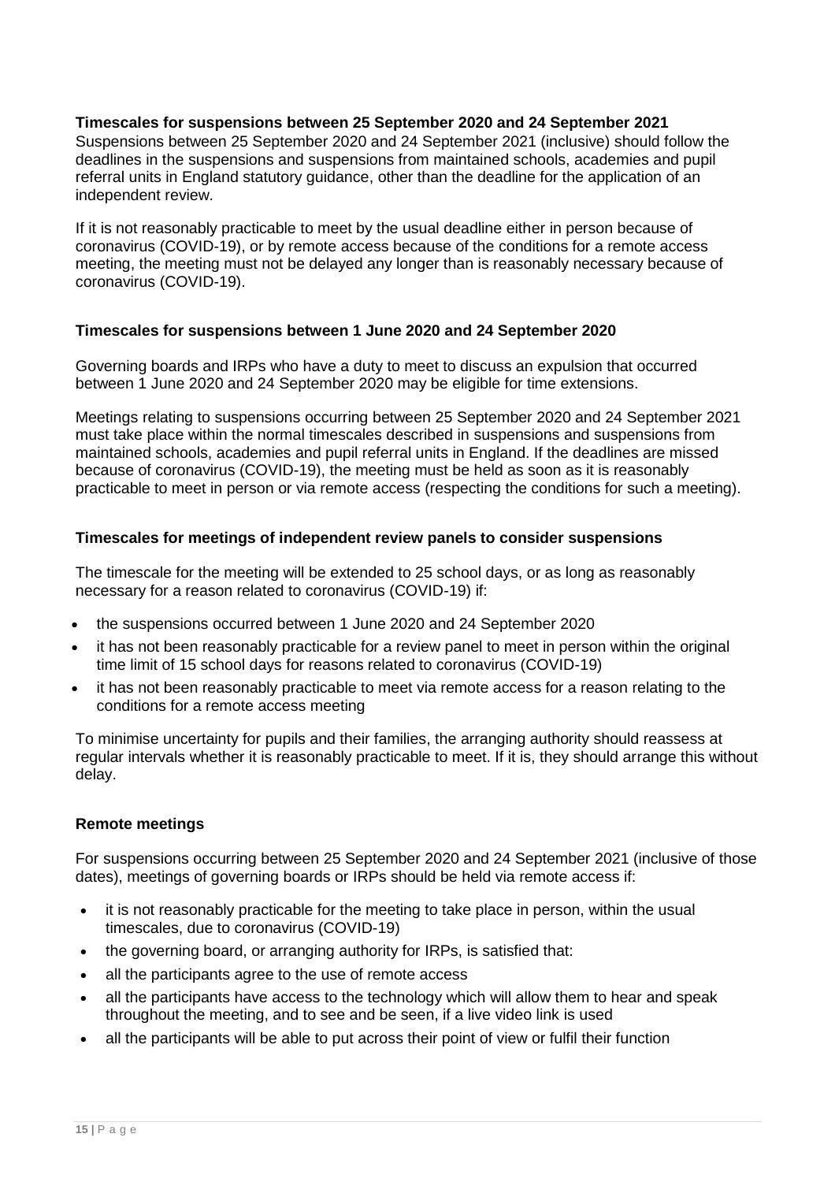**Timescales for suspensions between 25 September 2020 and 24 September 2021**

Suspensions between 25 September 2020 and 24 September 2021 (inclusive) should follow the deadlines in the suspensions and suspensions from maintained schools, academies and pupil referral units in England statutory guidance, other than the deadline for the application of an independent review.

If it is not reasonably practicable to meet by the usual deadline either in person because of coronavirus (COVID-19), or by remote access because of the conditions for a remote access meeting, the meeting must not be delayed any longer than is reasonably necessary because of coronavirus (COVID-19).

**Timescales for suspensions between 1 June 2020 and 24 September 2020**

Governing boards and IRPs who have a duty to meet to discuss an expulsion that occurred between 1 June 2020 and 24 September 2020 may be eligible for time extensions.

Meetings relating to suspensions occurring between 25 September 2020 and 24 September 2021 must take place within the normal timescales described in suspensions and suspensions from maintained schools, academies and pupil referral units in England. If the deadlines are missed because of coronavirus (COVID-19), the meeting must be held as soon as it is reasonably practicable to meet in person or via remote access (respecting the conditions for such a meeting).

**Timescales for meetings of independent review panels to consider suspensions**

The timescale for the meeting will be extended to 25 school days, or as long as reasonably necessary for a reason related to coronavirus (COVID-19) if:

- the suspensions occurred between 1 June 2020 and 24 September 2020
- it has not been reasonably practicable for a review panel to meet in person within the original time limit of 15 school days for reasons related to coronavirus (COVID-19)
- it has not been reasonably practicable to meet via remote access for a reason relating to the conditions for a remote access meeting

To minimise uncertainty for pupils and their families, the arranging authority should reassess at regular intervals whether it is reasonably practicable to meet. If it is, they should arrange this without delay.

**Remote meetings**

For suspensions occurring between 25 September 2020 and 24 September 2021 (inclusive of those dates), meetings of governing boards or IRPs should be held via remote access if:

- it is not reasonably practicable for the meeting to take place in person, within the usual timescales, due to coronavirus (COVID-19)
- the governing board, or arranging authority for IRPs, is satisfied that:
- all the participants agree to the use of remote access
- all the participants have access to the technology which will allow them to hear and speak throughout the meeting, and to see and be seen, if a live video link is used
- all the participants will be able to put across their point of view or fulfil their function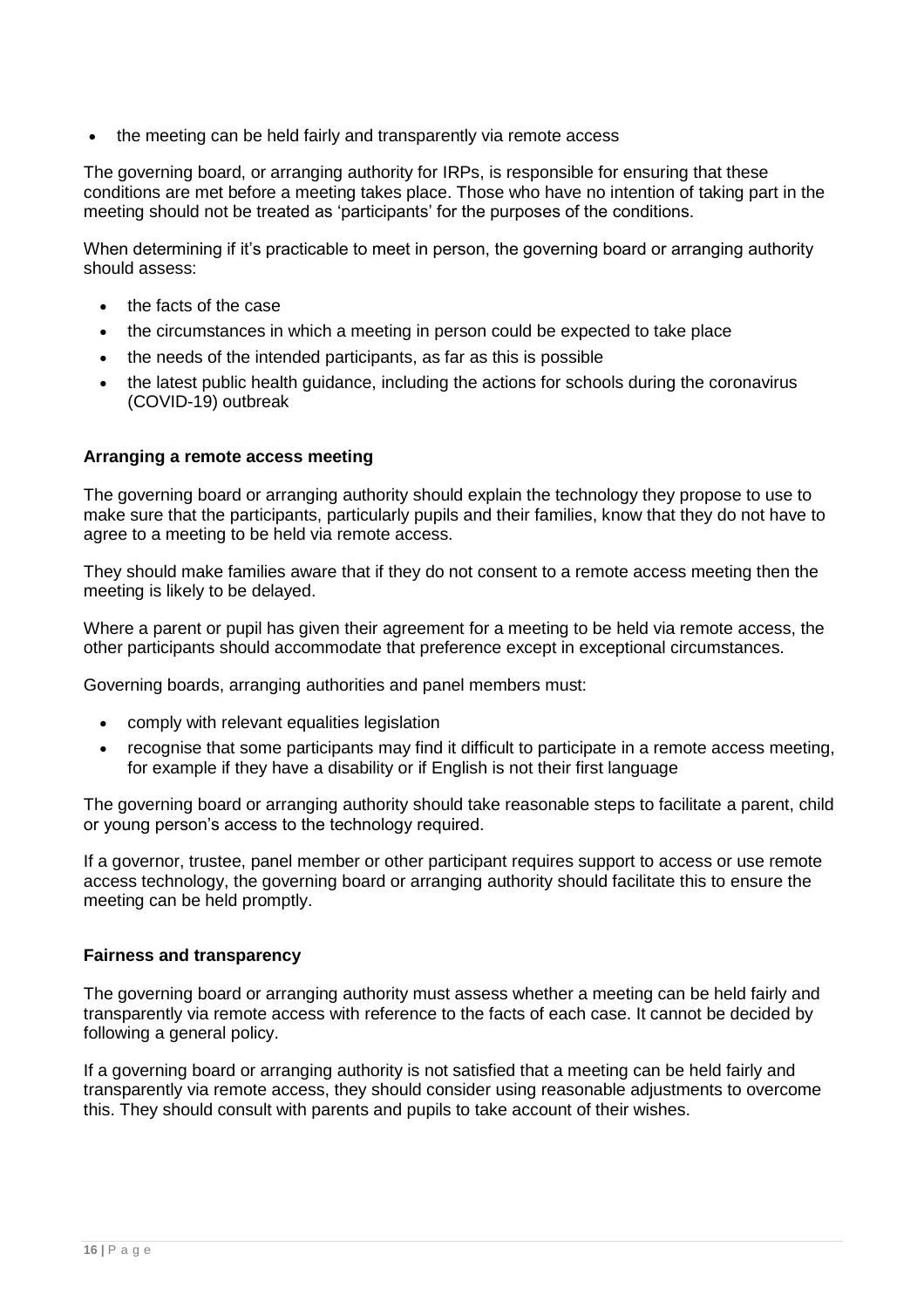- the meeting can be held fairly and transparently via remote access

The governing board, or arranging authority for IRPs, is responsible for ensuring that these conditions are met before a meeting takes place. Those who have no intention of taking part in the meeting should not be treated as 'participants' for the purposes of the conditions.

When determining if it's practicable to meet in person, the governing board or arranging authority should assess:

- the facts of the case
- the circumstances in which a meeting in person could be expected to take place
- the needs of the intended participants, as far as this is possible
- the latest public health guidance, including the actions for schools during the coronavirus (COVID-19) outbreak

**Arranging a remote access meeting**

The governing board or arranging authority should explain the technology they propose to use to make sure that the participants, particularly pupils and their families, know that they do not have to agree to a meeting to be held via remote access.

They should make families aware that if they do not consent to a remote access meeting then the meeting is likely to be delayed.

Where a parent or pupil has given their agreement for a meeting to be held via remote access, the other participants should accommodate that preference except in exceptional circumstances.

Governing boards, arranging authorities and panel members must:

- comply with relevant equalities legislation
- recognise that some participants may find it difficult to participate in a remote access meeting, for example if they have a disability or if English is not their first language

The governing board or arranging authority should take reasonable steps to facilitate a parent, child or young person's access to the technology required.

If a governor, trustee, panel member or other participant requires support to access or use remote access technology, the governing board or arranging authority should facilitate this to ensure the meeting can be held promptly.

**Fairness and transparency**

The governing board or arranging authority must assess whether a meeting can be held fairly and transparently via remote access with reference to the facts of each case. It cannot be decided by following a general policy.

If a governing board or arranging authority is not satisfied that a meeting can be held fairly and transparently via remote access, they should consider using reasonable adjustments to overcome this. They should consult with parents and pupils to take account of their wishes.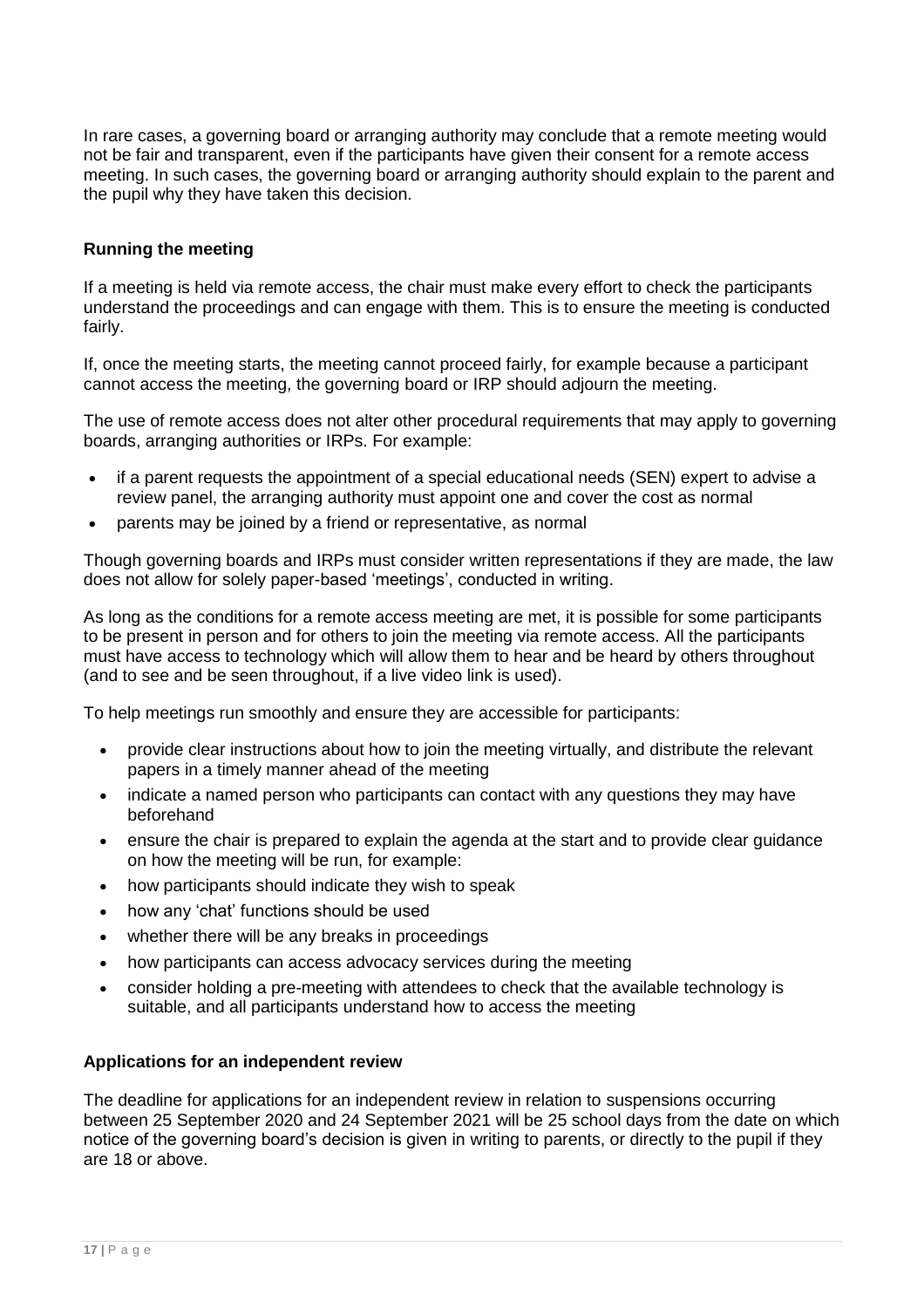In rare cases, a governing board or arranging authority may conclude that a remote meeting would not be fair and transparent, even if the participants have given their consent for a remote access meeting. In such cases, the governing board or arranging authority should explain to the parent and the pupil why they have taken this decision.

### Running the meeting

If a meeting is held via remote access, the chair must make every effort to check the participants understand the proceedings and can engage with them. This is to ensure the meeting is conducted fairly.

If, once the meeting starts, the meeting cannot proceed fairly, for example because a participant cannot access the meeting, the governing board or IRP should adjourn the meeting.

The use of remote access does not alter other procedural requirements that may apply to governing boards, arranging authorities or IRPs. For example:

- if a parent requests the appointment of a special educational needs (SEN) expert to advise a review panel, the arranging authority must appoint one and cover the cost as normal
- parents may be joined by a friend or representative, as normal

Though governing boards and IRPs must consider written representations if they are made, the law does not allow for solely paper-based 'meetings', conducted in writing.

As long as the conditions for a remote access meeting are met, it is possible for some participants to be present in person and for others to join the meeting via remote access. All the participants must have access to technology which will allow them to hear and be heard by others throughout (and to see and be seen throughout, if a live video link is used).

To help meetings run smoothly and ensure they are accessible for participants:

- provide clear instructions about how to join the meeting virtually, and distribute the relevant papers in a timely manner ahead of the meeting
- indicate a named person who participants can contact with any questions they may have beforehand
- ensure the chair is prepared to explain the agenda at the start and to provide clear guidance on how the meeting will be run, for example:
- how participants should indicate they wish to speak
- how any 'chat' functions should be used
- whether there will be any breaks in proceedings
- how participants can access advocacy services during the meeting
- consider holding a pre-meeting with attendees to check that the available technology is suitable, and all participants understand how to access the meeting

### Applications for an independent review

The deadline for applications for an independent review in relation to suspensions occurring between 25 September 2020 and 24 September 2021 will be 25 school days from the date on which notice of the governing board's decision is given in writing to parents, or directly to the pupil if they are 18 or above.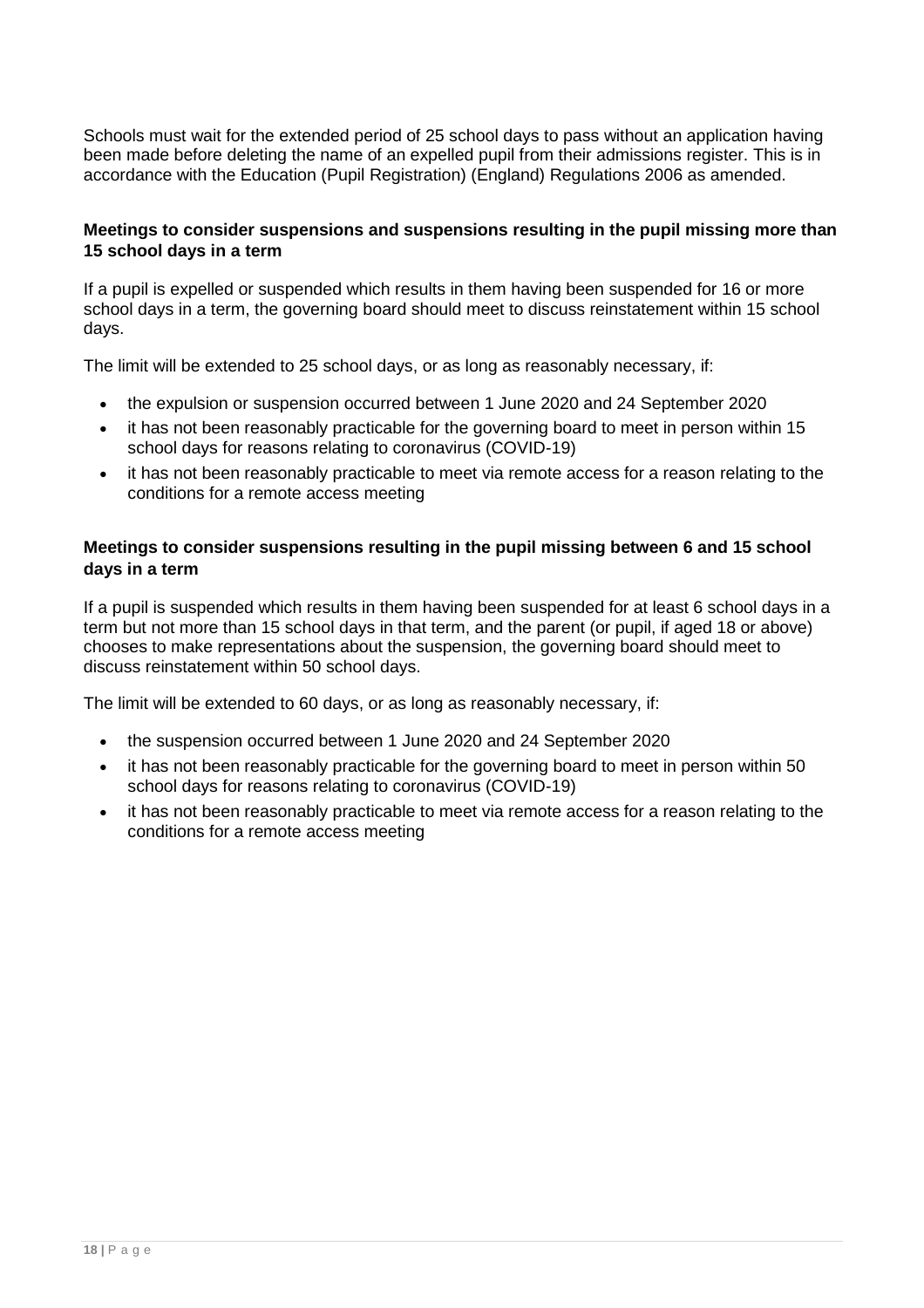Schools must wait for the extended period of 25 school days to pass without an application having been made before deleting the name of an expelled pupil from their admissions register. This is in accordance with the Education (Pupil Registration) (England) Regulations 2006 as amended.

### Meetings to consider suspensions and suspensions resulting in the pupil missing more than 15 school days in a term

If a pupil is expelled or suspended which results in them having been suspended for 16 or more school days in a term, the governing board should meet to discuss reinstatement within 15 school days.

The limit will be extended to 25 school days, or as long as reasonably necessary, if:

- the expulsion or suspension occurred between 1 June 2020 and 24 September 2020
- it has not been reasonably practicable for the governing board to meet in person within 15 school days for reasons relating to coronavirus (COVID-19)
- it has not been reasonably practicable to meet via remote access for a reason relating to the conditions for a remote access meeting

### Meetings to consider suspensions resulting in the pupil missing between 6 and 15 school days in a term

If a pupil is suspended which results in them having been suspended for at least 6 school days in a term but not more than 15 school days in that term, and the parent (or pupil, if aged 18 or above) chooses to make representations about the suspension, the governing board should meet to discuss reinstatement within 50 school days.

The limit will be extended to 60 days, or as long as reasonably necessary, if:

- the suspension occurred between 1 June 2020 and 24 September 2020
- it has not been reasonably practicable for the governing board to meet in person within 50 school days for reasons relating to coronavirus (COVID-19)
- it has not been reasonably practicable to meet via remote access for a reason relating to the conditions for a remote access meeting